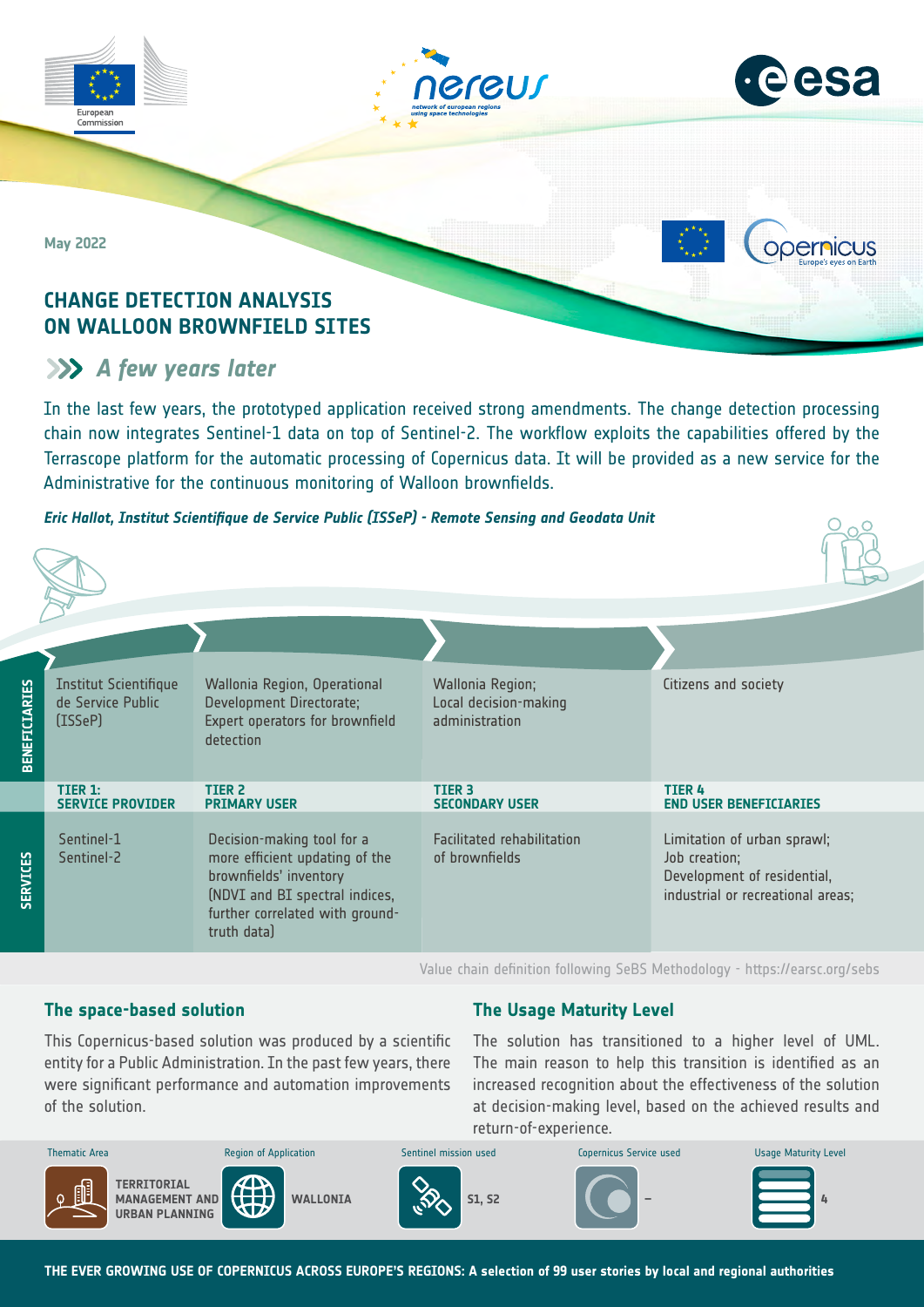May 2022

# CHANGE DETECTION ANALYSIS ON WALLOON BROWNFIELD SITES

## A few years later

In the last few years, the prototyped application received strong amendments. The change detection processing chain now integrates Sentinel-1 data on top of Sentinel-2. The workflow exploits the capabilities offered by the Terrascope platform for the automatic processing of Copernicus data. It will be provided as a new service for the Administrative for the continuous monitoring of Walloon brownfields.

*Eric Hallot, Institut Scientifique de Service Public (ISSeP) - Remote Sensing and Geodata Unit*

| | TIER 1: SERVICE PROVIDER | TIER 2 PRIMARY USER | TIER 3 SECONDARY USER | TIER 4 END USER BENEFICIARIES |
|---|---|---|---|---|
| BENEFICIARIES | Institut Scientifique de Service Public (ISSeP) | Wallonia Region, Operational Development Directorate; Expert operators for brownfield detection | Wallonia Region; Local decision-making administration | Citizens and society |
| SERVICES | Sentinel-1 Sentinel-2 | Decision-making tool for a more efficient updating of the brownfields' inventory (NDVI and BI spectral indices, further correlated with ground-truth data) | Facilitated rehabilitation of brownfields | Limitation of urban sprawl; Job creation; Development of residential, industrial or recreational areas; |

Value chain definition following SeBS Methodology - https://earsc.org/sebs

### The space-based solution

This Copernicus-based solution was produced by a scientific entity for a Public Administration. In the past few years, there were significant performance and automation improvements of the solution.

### The Usage Maturity Level

The solution has transitioned to a higher level of UML. The main reason to help this transition is identified as an increased recognition about the effectiveness of the solution at decision-making level, based on the achieved results and return-of-experience.

| Thematic Area | Region of Application | Sentinel mission used | Copernicus Service used | Usage Maturity Level |
|---|---|---|---|---|
| TERRITORIAL MANAGEMENT AND URBAN PLANNING | WALLONIA | S1, S2 | – | 4 |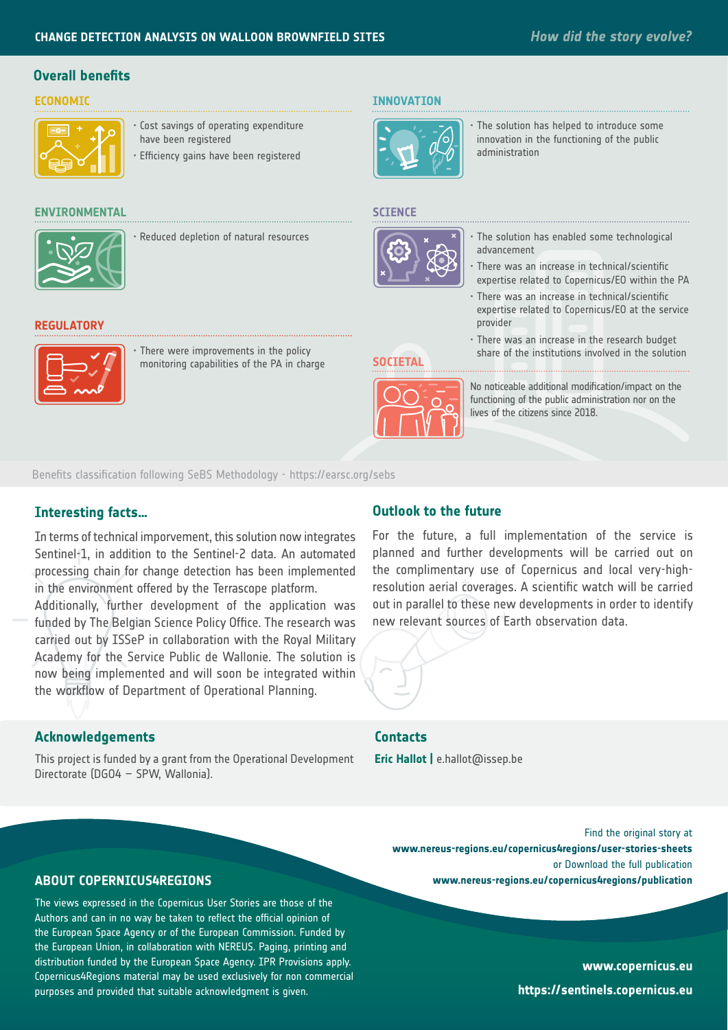## Overall benefits

### ECONOMIC

- Cost savings of operating expenditure have been registered
- Efficiency gains have been registered

### INNOVATION

- The solution has helped to introduce some innovation in the functioning of the public administration

### ENVIRONMENTAL

- Reduced depletion of natural resources

### SCIENCE

- The solution has enabled some technological advancement
- There was an increase in technical/scientific expertise related to Copernicus/EO within the PA
- There was an increase in technical/scientific expertise related to Copernicus/EO at the service provider
- There was an increase in the research budget share of the institutions involved in the solution

### REGULATORY

- There were improvements in the policy monitoring capabilities of the PA in charge

### SOCIETAL

No noticeable additional modification/impact on the functioning of the public administration nor on the lives of the citizens since 2018.

Benefits classification following SeBS Methodology - https://earsc.org/sebs

## Interesting facts...

In terms of technical imporvement, this solution now integrates Sentinel-1, in addition to the Sentinel-2 data. An automated processing chain for change detection has been implemented in the environment offered by the Terrascope platform.

Additionally, further development of the application was funded by The Belgian Science Policy Office. The research was carried out by ISSeP in collaboration with the Royal Military Academy for the Service Public de Wallonie. The solution is now being implemented and will soon be integrated within the workflow of Department of Operational Planning.

## Outlook to the future

For the future, a full implementation of the service is planned and further developments will be carried out on the complimentary use of Copernicus and local very-high-resolution aerial coverages. A scientific watch will be carried out in parallel to these new developments in order to identify new relevant sources of Earth observation data.

## Acknowledgements

This project is funded by a grant from the Operational Development Directorate (DG04 – SPW, Wallonia).

## Contacts

**Eric Hallot |** e.hallot@issep.be

Find the original story at **www.nereus-regions.eu/copernicus4regions/user-stories-sheets** or Download the full publication **www.nereus-regions.eu/copernicus4regions/publication**

## ABOUT COPERNICUS4REGIONS

The views expressed in the Copernicus User Stories are those of the Authors and can in no way be taken to reflect the official opinion of the European Space Agency or of the European Commission. Funded by the European Union, in collaboration with NEREUS. Paging, printing and distribution funded by the European Space Agency. IPR Provisions apply. Copernicus4Regions material may be used exclusively for non commercial purposes and provided that suitable acknowledgment is given.

**www.copernicus.eu**

**https://sentinels.copernicus.eu**